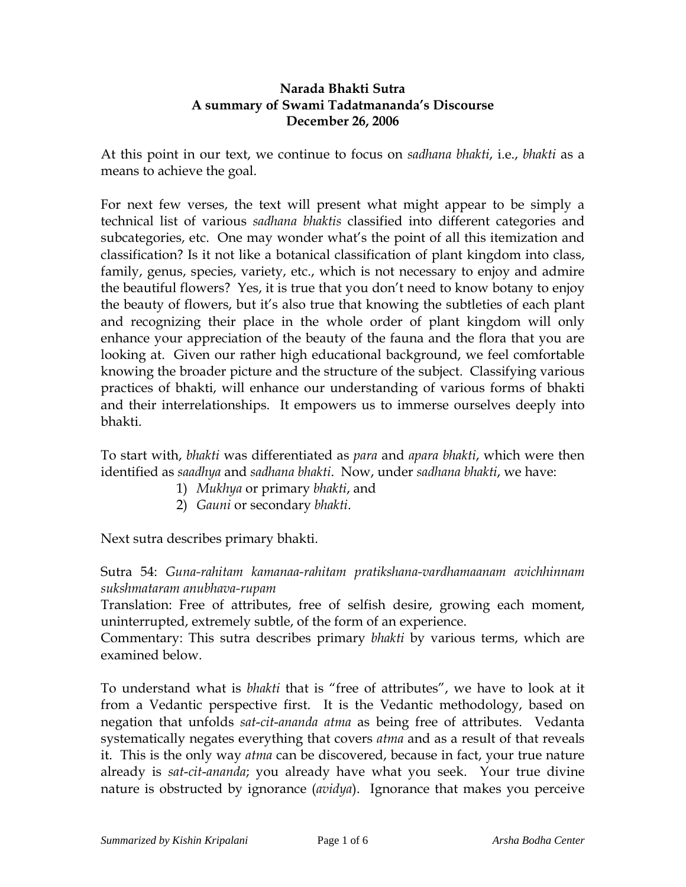**Narada Bhakti Sutra**
**A summary of Swami Tadatmananda's Discourse**
**December 26, 2006**

At this point in our text, we continue to focus on *sadhana bhakti*, i.e., *bhakti* as a means to achieve the goal.

For next few verses, the text will present what might appear to be simply a technical list of various *sadhana bhaktis* classified into different categories and subcategories, etc. One may wonder what's the point of all this itemization and classification? Is it not like a botanical classification of plant kingdom into class, family, genus, species, variety, etc., which is not necessary to enjoy and admire the beautiful flowers? Yes, it is true that you don't need to know botany to enjoy the beauty of flowers, but it's also true that knowing the subtleties of each plant and recognizing their place in the whole order of plant kingdom will only enhance your appreciation of the beauty of the fauna and the flora that you are looking at. Given our rather high educational background, we feel comfortable knowing the broader picture and the structure of the subject. Classifying various practices of bhakti, will enhance our understanding of various forms of bhakti and their interrelationships. It empowers us to immerse ourselves deeply into bhakti.

To start with, *bhakti* was differentiated as *para* and *apara bhakti*, which were then identified as *saadhya* and *sadhana bhakti*. Now, under *sadhana bhakti*, we have:

1) *Mukhya* or primary *bhakti*, and
2) *Gauni* or secondary *bhakti*.

Next sutra describes primary bhakti.

Sutra 54: *Guna-rahitam kamanaa-rahitam pratikshana-vardhamaanam avichhinnam sukshmataram anubhava-rupam*
Translation: Free of attributes, free of selfish desire, growing each moment, uninterrupted, extremely subtle, of the form of an experience.
Commentary: This sutra describes primary *bhakti* by various terms, which are examined below.

To understand what is *bhakti* that is "free of attributes", we have to look at it from a Vedantic perspective first. It is the Vedantic methodology, based on negation that unfolds *sat-cit-ananda atma* as being free of attributes. Vedanta systematically negates everything that covers *atma* and as a result of that reveals it. This is the only way *atma* can be discovered, because in fact, your true nature already is *sat-cit-ananda*; you already have what you seek. Your true divine nature is obstructed by ignorance (*avidya*). Ignorance that makes you perceive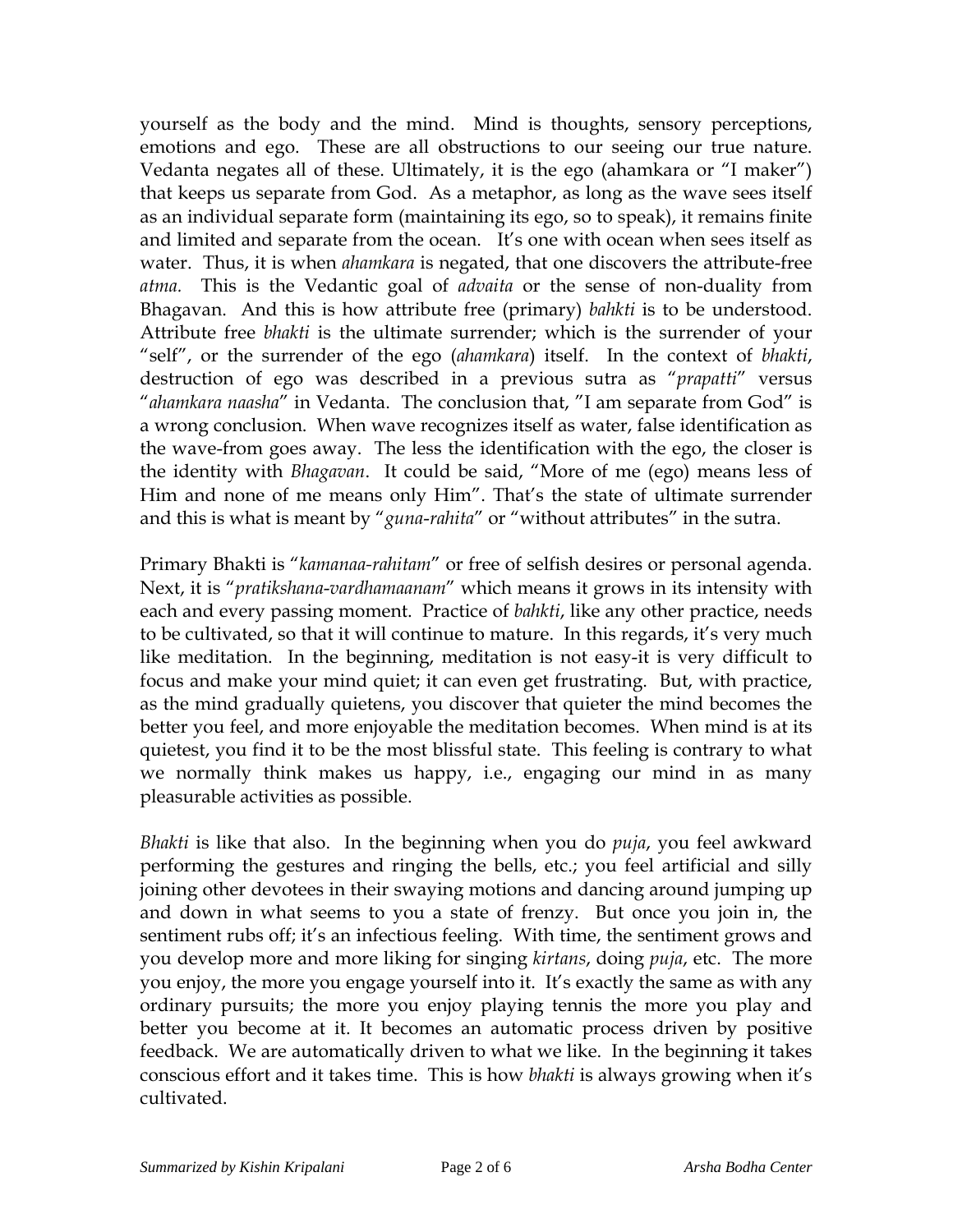yourself as the body and the mind. Mind is thoughts, sensory perceptions, emotions and ego. These are all obstructions to our seeing our true nature. Vedanta negates all of these. Ultimately, it is the ego (ahamkara or "I maker") that keeps us separate from God. As a metaphor, as long as the wave sees itself as an individual separate form (maintaining its ego, so to speak), it remains finite and limited and separate from the ocean. It's one with ocean when sees itself as water. Thus, it is when *ahamkara* is negated, that one discovers the attribute-free *atma.* This is the Vedantic goal of *advaita* or the sense of non-duality from Bhagavan. And this is how attribute free (primary) *bahkti* is to be understood. Attribute free *bhakti* is the ultimate surrender; which is the surrender of your "self", or the surrender of the ego (*ahamkara*) itself. In the context of *bhakti*, destruction of ego was described in a previous sutra as "*prapatti*" versus "*ahamkara naasha*" in Vedanta. The conclusion that, "I am separate from God" is a wrong conclusion. When wave recognizes itself as water, false identification as the wave-from goes away. The less the identification with the ego, the closer is the identity with *Bhagavan*. It could be said, "More of me (ego) means less of Him and none of me means only Him". That's the state of ultimate surrender and this is what is meant by "*guna-rahita*" or "without attributes" in the sutra.

Primary Bhakti is "*kamanaa-rahitam*" or free of selfish desires or personal agenda. Next, it is "*pratikshana-vardhamaanam*" which means it grows in its intensity with each and every passing moment. Practice of *bahkti*, like any other practice, needs to be cultivated, so that it will continue to mature. In this regards, it's very much like meditation. In the beginning, meditation is not easy-it is very difficult to focus and make your mind quiet; it can even get frustrating. But, with practice, as the mind gradually quietens, you discover that quieter the mind becomes the better you feel, and more enjoyable the meditation becomes. When mind is at its quietest, you find it to be the most blissful state. This feeling is contrary to what we normally think makes us happy, i.e., engaging our mind in as many pleasurable activities as possible.

*Bhakti* is like that also. In the beginning when you do *puja*, you feel awkward performing the gestures and ringing the bells, etc.; you feel artificial and silly joining other devotees in their swaying motions and dancing around jumping up and down in what seems to you a state of frenzy. But once you join in, the sentiment rubs off; it's an infectious feeling. With time, the sentiment grows and you develop more and more liking for singing *kirtans*, doing *puja*, etc. The more you enjoy, the more you engage yourself into it. It's exactly the same as with any ordinary pursuits; the more you enjoy playing tennis the more you play and better you become at it. It becomes an automatic process driven by positive feedback. We are automatically driven to what we like. In the beginning it takes conscious effort and it takes time. This is how *bhakti* is always growing when it's cultivated.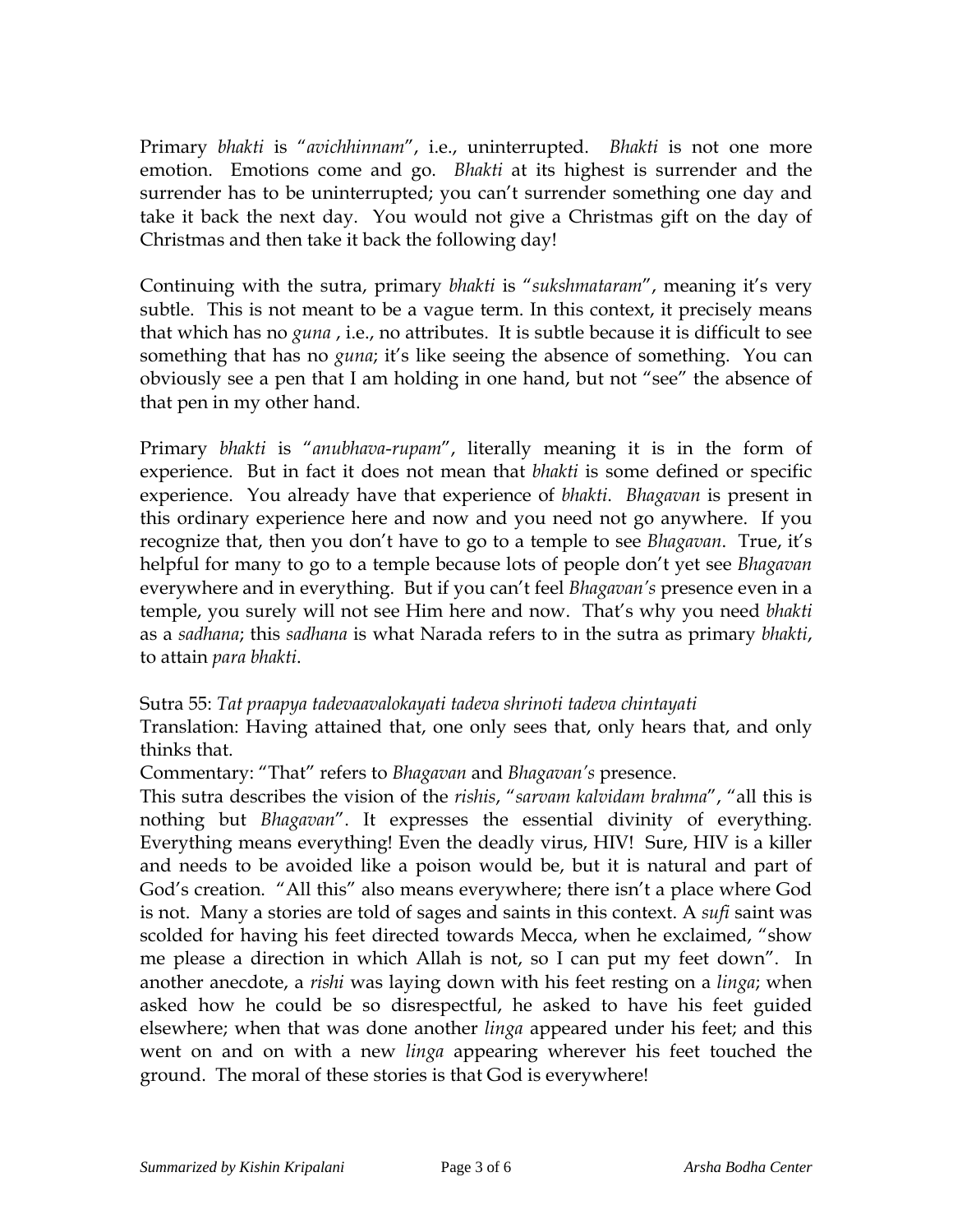Primary *bhakti* is "*avichhinnam*", i.e., uninterrupted. *Bhakti* is not one more emotion. Emotions come and go. *Bhakti* at its highest is surrender and the surrender has to be uninterrupted; you can't surrender something one day and take it back the next day. You would not give a Christmas gift on the day of Christmas and then take it back the following day!

Continuing with the sutra, primary *bhakti* is "*sukshmataram*", meaning it's very subtle. This is not meant to be a vague term. In this context, it precisely means that which has no *guna* , i.e., no attributes. It is subtle because it is difficult to see something that has no *guna*; it's like seeing the absence of something. You can obviously see a pen that I am holding in one hand, but not "see" the absence of that pen in my other hand.

Primary *bhakti* is "*anubhava-rupam*", literally meaning it is in the form of experience. But in fact it does not mean that *bhakti* is some defined or specific experience. You already have that experience of *bhakti*. *Bhagavan* is present in this ordinary experience here and now and you need not go anywhere. If you recognize that, then you don't have to go to a temple to see *Bhagavan*. True, it's helpful for many to go to a temple because lots of people don't yet see *Bhagavan* everywhere and in everything. But if you can't feel *Bhagavan's* presence even in a temple, you surely will not see Him here and now. That's why you need *bhakti* as a *sadhana*; this *sadhana* is what Narada refers to in the sutra as primary *bhakti*, to attain *para bhakti*.

Sutra 55: *Tat praapya tadevaavalokayati tadeva shrinoti tadeva chintayati*
Translation: Having attained that, one only sees that, only hears that, and only thinks that.
Commentary: "That" refers to *Bhagavan* and *Bhagavan's* presence.
This sutra describes the vision of the *rishis*, "*sarvam kalvidam brahma*", "all this is nothing but *Bhagavan*". It expresses the essential divinity of everything. Everything means everything! Even the deadly virus, HIV! Sure, HIV is a killer and needs to be avoided like a poison would be, but it is natural and part of God's creation. "All this" also means everywhere; there isn't a place where God is not. Many a stories are told of sages and saints in this context. A *sufi* saint was scolded for having his feet directed towards Mecca, when he exclaimed, "show me please a direction in which Allah is not, so I can put my feet down". In another anecdote, a *rishi* was laying down with his feet resting on a *linga*; when asked how he could be so disrespectful, he asked to have his feet guided elsewhere; when that was done another *linga* appeared under his feet; and this went on and on with a new *linga* appearing wherever his feet touched the ground. The moral of these stories is that God is everywhere!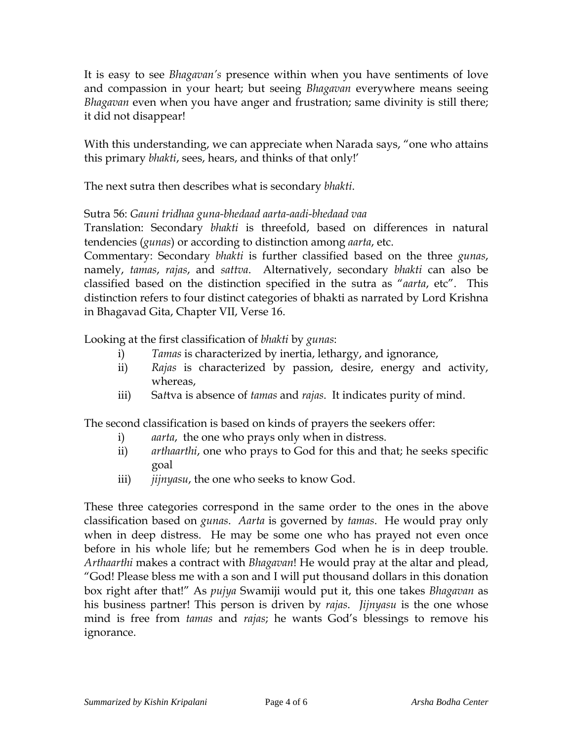It is easy to see *Bhagavan's* presence within when you have sentiments of love and compassion in your heart; but seeing *Bhagavan* everywhere means seeing *Bhagavan* even when you have anger and frustration; same divinity is still there; it did not disappear!

With this understanding, we can appreciate when Narada says, "one who attains this primary *bhakti*, sees, hears, and thinks of that only!'

The next sutra then describes what is secondary *bhakti*.

Sutra 56: *Gauni tridhaa guna-bhedaad aarta-aadi-bhedaad vaa*
Translation: Secondary *bhakti* is threefold, based on differences in natural tendencies (*gunas*) or according to distinction among *aarta*, etc.
Commentary: Secondary *bhakti* is further classified based on the three *gunas*, namely, *tamas*, *rajas*, and *sattva*. Alternatively, secondary *bhakti* can also be classified based on the distinction specified in the sutra as "*aarta*, etc". This distinction refers to four distinct categories of bhakti as narrated by Lord Krishna in Bhagavad Gita, Chapter VII, Verse 16.

Looking at the first classification of *bhakti* by *gunas*:

i) *Tamas* is characterized by inertia, lethargy, and ignorance,
ii) *Rajas* is characterized by passion, desire, energy and activity, whereas,
iii) Sa*t*tva is absence of *tamas* and *rajas*. It indicates purity of mind.

The second classification is based on kinds of prayers the seekers offer:

i) *aarta*, the one who prays only when in distress.
ii) *arthaarthi*, one who prays to God for this and that; he seeks specific goal
iii) *jijnyasu*, the one who seeks to know God.

These three categories correspond in the same order to the ones in the above classification based on *gunas*. *Aarta* is governed by *tamas*. He would pray only when in deep distress. He may be some one who has prayed not even once before in his whole life; but he remembers God when he is in deep trouble. *Arthaarthi* makes a contract with *Bhagavan*! He would pray at the altar and plead, "God! Please bless me with a son and I will put thousand dollars in this donation box right after that!" As *pujya* Swamiji would put it, this one takes *Bhagavan* as his business partner! This person is driven by *rajas*. *Jijnyasu* is the one whose mind is free from *tamas* and *rajas*; he wants God's blessings to remove his ignorance.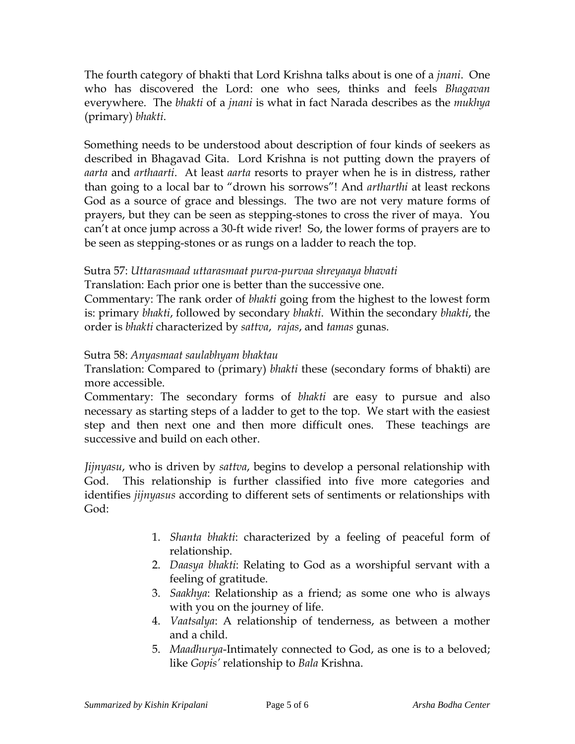The fourth category of bhakti that Lord Krishna talks about is one of a *jnani*. One who has discovered the Lord: one who sees, thinks and feels *Bhagavan* everywhere. The *bhakti* of a *jnani* is what in fact Narada describes as the *mukhya* (primary) *bhakti*.

Something needs to be understood about description of four kinds of seekers as described in Bhagavad Gita. Lord Krishna is not putting down the prayers of *aarta* and *arthaarti*. At least *aarta* resorts to prayer when he is in distress, rather than going to a local bar to "drown his sorrows"! And *artharthi* at least reckons God as a source of grace and blessings. The two are not very mature forms of prayers, but they can be seen as stepping-stones to cross the river of maya. You can't at once jump across a 30-ft wide river! So, the lower forms of prayers are to be seen as stepping-stones or as rungs on a ladder to reach the top.

Sutra 57: *Uttarasmaad uttarasmaat purva-purvaa shreyaaya bhavati*
Translation: Each prior one is better than the successive one.
Commentary: The rank order of *bhakti* going from the highest to the lowest form is: primary *bhakti*, followed by secondary *bhakti*. Within the secondary *bhakti*, the order is *bhakti* characterized by *sattva*, *rajas*, and *tamas* gunas.

Sutra 58: *Anyasmaat saulabhyam bhaktau*
Translation: Compared to (primary) *bhakti* these (secondary forms of bhakti) are more accessible.
Commentary: The secondary forms of *bhakti* are easy to pursue and also necessary as starting steps of a ladder to get to the top. We start with the easiest step and then next one and then more difficult ones. These teachings are successive and build on each other.

*Jijnyasu*, who is driven by *sattva*, begins to develop a personal relationship with God. This relationship is further classified into five more categories and identifies *jijnyasus* according to different sets of sentiments or relationships with God:

1. *Shanta bhakti*: characterized by a feeling of peaceful form of relationship.
2. *Daasya bhakti*: Relating to God as a worshipful servant with a feeling of gratitude.
3. *Saakhya*: Relationship as a friend; as some one who is always with you on the journey of life.
4. *Vaatsalya*: A relationship of tenderness, as between a mother and a child.
5. *Maadhurya*-Intimately connected to God, as one is to a beloved; like *Gopis'* relationship to *Bala* Krishna.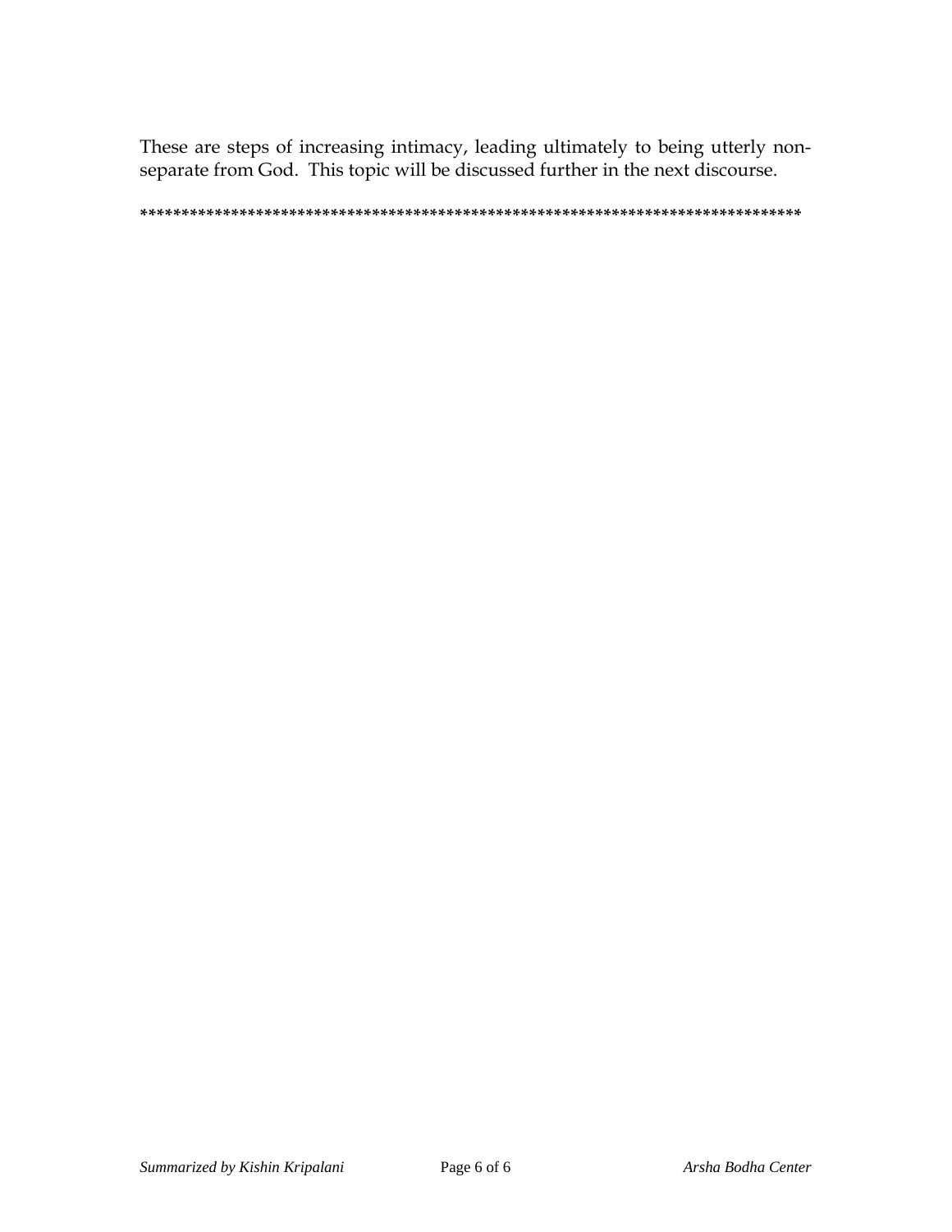These are steps of increasing intimacy, leading ultimately to being utterly non-separate from God. This topic will be discussed further in the next discourse.

*******************************************************************************